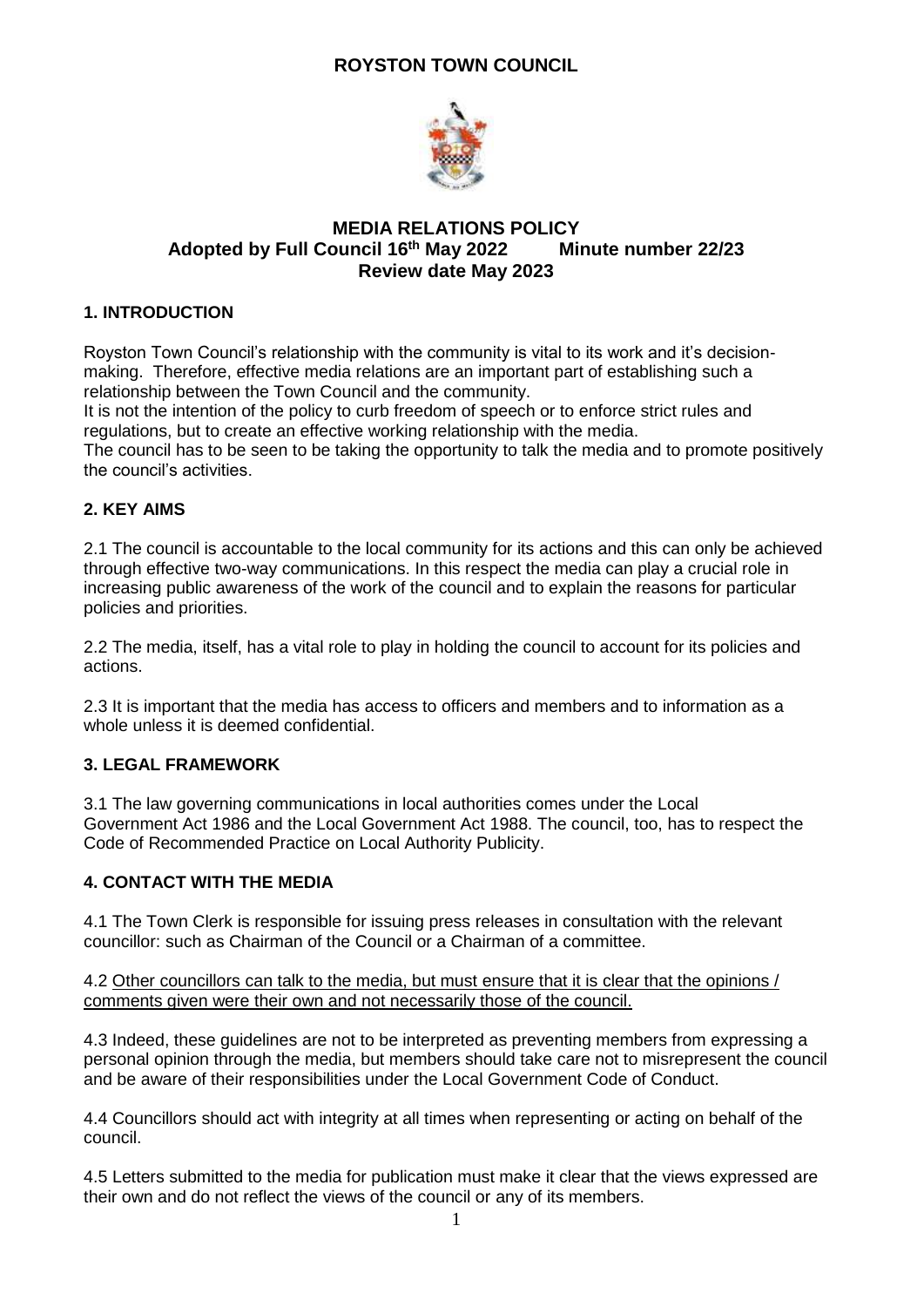# ROYSTON TOWN COUNCIL

## MEDIA RELATIONS POLICY
**Adopted by Full Council 16th May 2022 Minute number 22/23**
**Review date May 2023**

### 1. INTRODUCTION

Royston Town Council's relationship with the community is vital to its work and it's decision-making. Therefore, effective media relations are an important part of establishing such a relationship between the Town Council and the community.
It is not the intention of the policy to curb freedom of speech or to enforce strict rules and regulations, but to create an effective working relationship with the media.
The council has to be seen to be taking the opportunity to talk the media and to promote positively the council's activities.

### 2. KEY AIMS

2.1 The council is accountable to the local community for its actions and this can only be achieved through effective two-way communications. In this respect the media can play a crucial role in increasing public awareness of the work of the council and to explain the reasons for particular policies and priorities.

2.2 The media, itself, has a vital role to play in holding the council to account for its policies and actions.

2.3 It is important that the media has access to officers and members and to information as a whole unless it is deemed confidential.

### 3. LEGAL FRAMEWORK

3.1 The law governing communications in local authorities comes under the Local Government Act 1986 and the Local Government Act 1988. The council, too, has to respect the Code of Recommended Practice on Local Authority Publicity.

### 4. CONTACT WITH THE MEDIA

4.1 The Town Clerk is responsible for issuing press releases in consultation with the relevant councillor: such as Chairman of the Council or a Chairman of a committee.

4.2 Other councillors can talk to the media, but must ensure that it is clear that the opinions / comments given were their own and not necessarily those of the council.

4.3 Indeed, these guidelines are not to be interpreted as preventing members from expressing a personal opinion through the media, but members should take care not to misrepresent the council and be aware of their responsibilities under the Local Government Code of Conduct.

4.4 Councillors should act with integrity at all times when representing or acting on behalf of the council.

4.5 Letters submitted to the media for publication must make it clear that the views expressed are their own and do not reflect the views of the council or any of its members.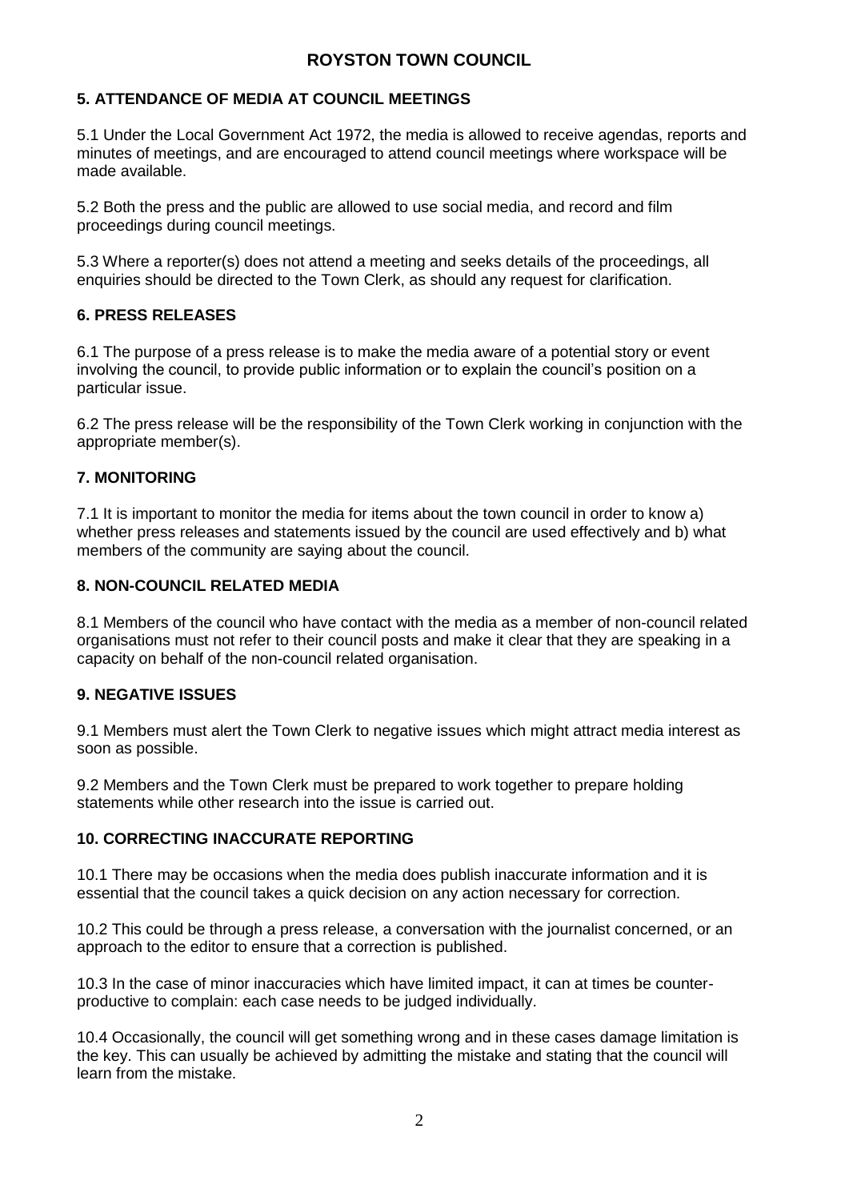# ROYSTON TOWN COUNCIL

### 5. ATTENDANCE OF MEDIA AT COUNCIL MEETINGS

5.1 Under the Local Government Act 1972, the media is allowed to receive agendas, reports and minutes of meetings, and are encouraged to attend council meetings where workspace will be made available.

5.2 Both the press and the public are allowed to use social media, and record and film proceedings during council meetings.

5.3 Where a reporter(s) does not attend a meeting and seeks details of the proceedings, all enquiries should be directed to the Town Clerk, as should any request for clarification.

### 6. PRESS RELEASES

6.1 The purpose of a press release is to make the media aware of a potential story or event involving the council, to provide public information or to explain the council's position on a particular issue.

6.2 The press release will be the responsibility of the Town Clerk working in conjunction with the appropriate member(s).

### 7. MONITORING

7.1 It is important to monitor the media for items about the town council in order to know a) whether press releases and statements issued by the council are used effectively and b) what members of the community are saying about the council.

### 8. NON-COUNCIL RELATED MEDIA

8.1 Members of the council who have contact with the media as a member of non-council related organisations must not refer to their council posts and make it clear that they are speaking in a capacity on behalf of the non-council related organisation.

### 9. NEGATIVE ISSUES

9.1 Members must alert the Town Clerk to negative issues which might attract media interest as soon as possible.

9.2 Members and the Town Clerk must be prepared to work together to prepare holding statements while other research into the issue is carried out.

### 10. CORRECTING INACCURATE REPORTING

10.1 There may be occasions when the media does publish inaccurate information and it is essential that the council takes a quick decision on any action necessary for correction.

10.2 This could be through a press release, a conversation with the journalist concerned, or an approach to the editor to ensure that a correction is published.

10.3 In the case of minor inaccuracies which have limited impact, it can at times be counter-productive to complain: each case needs to be judged individually.

10.4 Occasionally, the council will get something wrong and in these cases damage limitation is the key. This can usually be achieved by admitting the mistake and stating that the council will learn from the mistake.